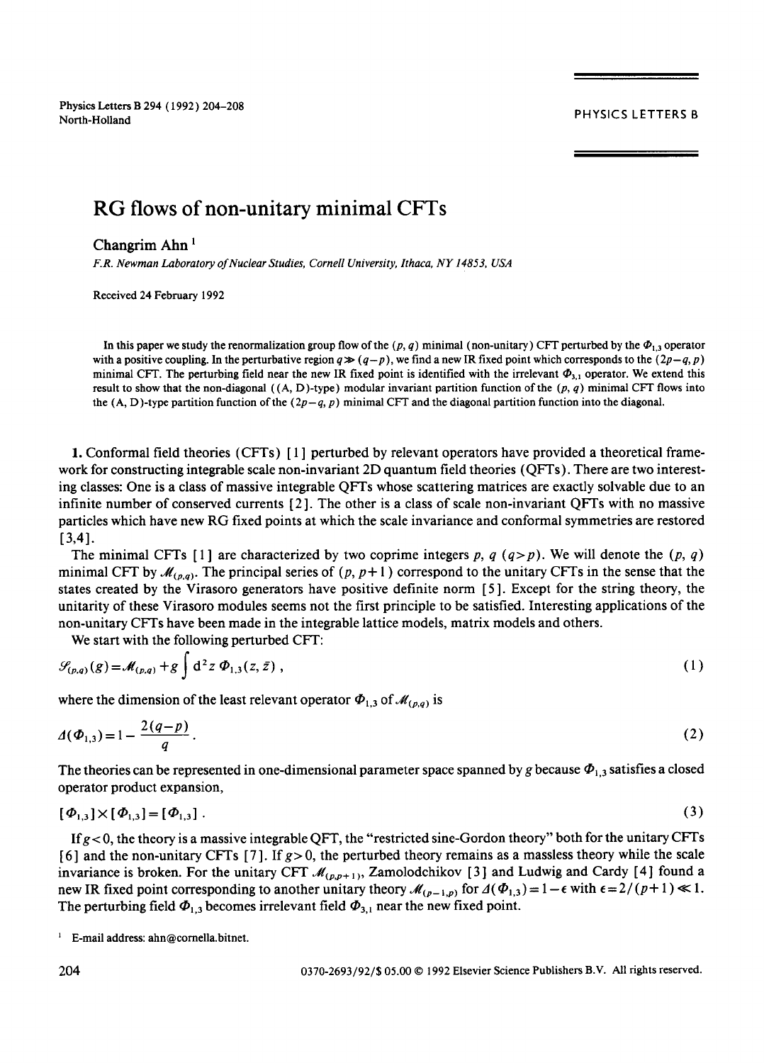# RG flows of non-unitary minimal CFTs

**Changrim Ahn** [1]

*F.R. Newman Laboratory of Nuclear Studies, Cornell University, Ithaca, NY 14853, USA*

Received 24 February 1992

In this paper we study the renormalization group flow of the $(p, q)$ minimal (non-unitary) CFT perturbed by the $\Phi_{1,3}$ operator with a positive coupling. In the perturbative region $q \gg (q-p)$, we find a new IR fixed point which corresponds to the $(2p-q, p)$ minimal CFT. The perturbing field near the new IR fixed point is identified with the irrelevant $\Phi_{3,1}$ operator. We extend this result to show that the non-diagonal ((A, D)-type) modular invariant partition function of the $(p, q)$ minimal CFT flows into the (A, D)-type partition function of the $(2p-q, p)$ minimal CFT and the diagonal partition function into the diagonal.

**1.** Conformal field theories (CFTs) [1] perturbed by relevant operators have provided a theoretical framework for constructing integrable scale non-invariant 2D quantum field theories (QFTs). There are two interesting classes: One is a class of massive integrable QFTs whose scattering matrices are exactly solvable due to an infinite number of conserved currents [2]. The other is a class of scale non-invariant QFTs with no massive particles which have new RG fixed points at which the scale invariance and conformal symmetries are restored [3,4].

The minimal CFTs [1] are characterized by two coprime integers $p$, $q$ $(q>p)$. We will denote the $(p, q)$ minimal CFT by $\mathcal{M}_{(p,q)}$. The principal series of $(p, p+1)$ correspond to the unitary CFTs in the sense that the states created by the Virasoro generators have positive definite norm [5]. Except for the string theory, the unitarity of these Virasoro modules seems not the first principle to be satisfied. Interesting applications of the non-unitary CFTs have been made in the integrable lattice models, matrix models and others.

We start with the following perturbed CFT:

$$\mathcal{S}_{(p,q)}(g) = \mathcal{M}_{(p,q)} + g \int d^2z \, \Phi_{1,3}(z, \bar{z}) , \tag{1}$$

where the dimension of the least relevant operator $\Phi_{1,3}$ of $\mathcal{M}_{(p,q)}$ is

$$\Delta(\Phi_{1,3}) = 1 - \frac{2(q-p)}{q} . \tag{2}$$

The theories can be represented in one-dimensional parameter space spanned by $g$ because $\Phi_{1,3}$ satisfies a closed operator product expansion,

$$[\Phi_{1,3}] \times [\Phi_{1,3}] = [\Phi_{1,3}] . \tag{3}$$

If $g<0$, the theory is a massive integrable QFT, the "restricted sine-Gordon theory" both for the unitary CFTs [6] and the non-unitary CFTs [7]. If $g>0$, the perturbed theory remains as a massless theory while the scale invariance is broken. For the unitary CFT $\mathcal{M}_{(p,p+1)}$, Zamolodchikov [3] and Ludwig and Cardy [4] found a new IR fixed point corresponding to another unitary theory $\mathcal{M}_{(p-1,p)}$ for $\Delta(\Phi_{1,3}) = 1-\epsilon$ with $\epsilon = 2/(p+1) \ll 1$. The perturbing field $\Phi_{1,3}$ becomes irrelevant field $\Phi_{3,1}$ near the new fixed point.

[1] E-mail address: ahn@cornella.bitnet.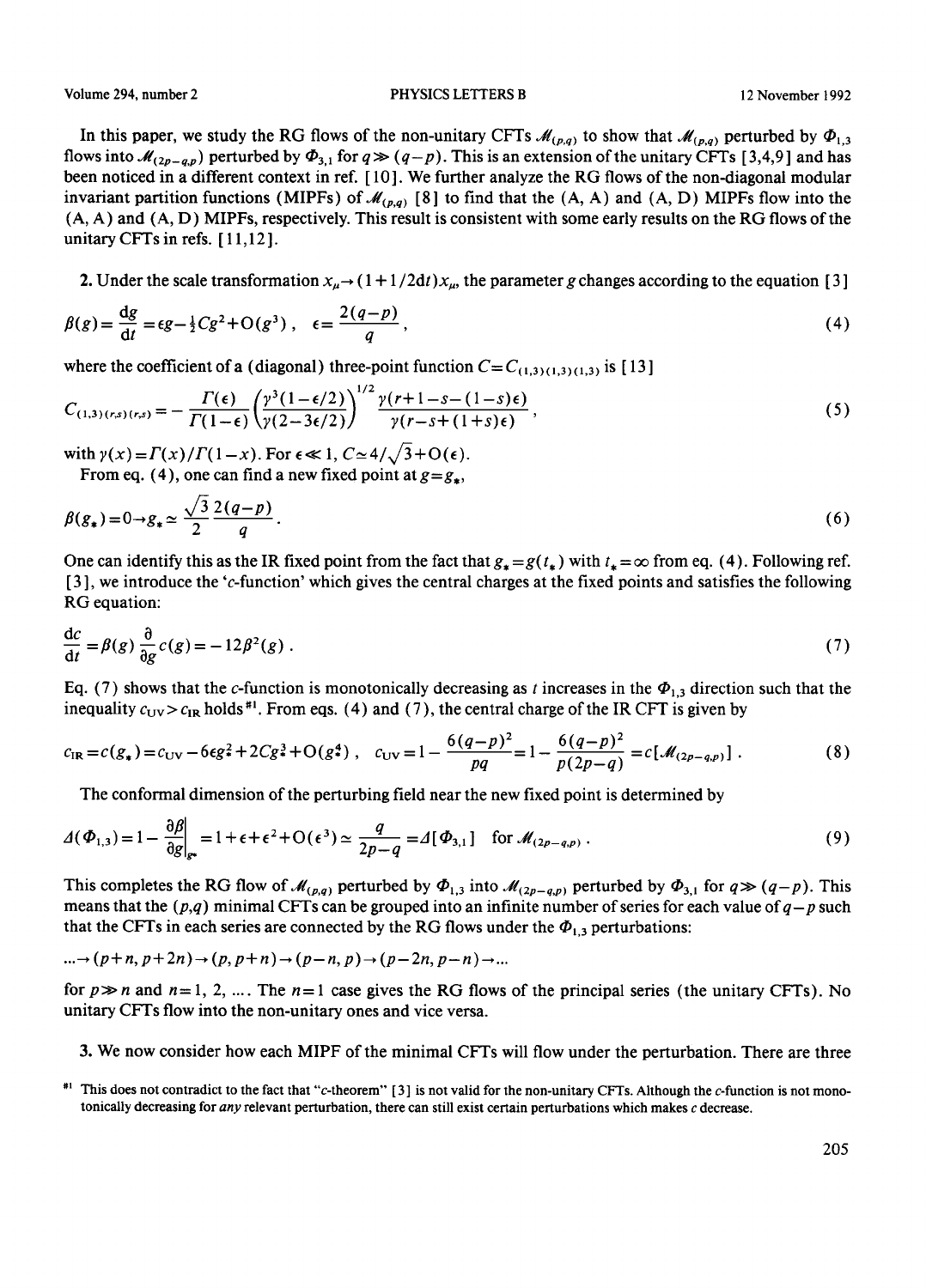In this paper, we study the RG flows of the non-unitary CFTs $\mathcal{M}_{(p,q)}$ to show that $\mathcal{M}_{(p,q)}$ perturbed by $\Phi_{1,3}$ flows into $\mathcal{M}_{(2p-q,p)}$ perturbed by $\Phi_{3,1}$ for $q \gg (q-p)$. This is an extension of the unitary CFTs [3,4,9] and has been noticed in a different context in ref. [10]. We further analyze the RG flows of the non-diagonal modular invariant partition functions (MIPFs) of $\mathcal{M}_{(p,q)}$ [8] to find that the (A, A) and (A, D) MIPFs flow into the (A, A) and (A, D) MIPFs, respectively. This result is consistent with some early results on the RG flows of the unitary CFTs in refs. [11,12].

**2.** Under the scale transformation $x_\mu \to (1+1/2\mathrm{d}t)x_\mu$, the parameter $g$ changes according to the equation [3]

$$\beta(g) = \frac{\mathrm{d}g}{\mathrm{d}t} = \epsilon g - \tfrac{1}{2}Cg^2 + \mathrm{O}(g^3)\,, \quad \epsilon = \frac{2(q-p)}{q}\,, \tag{4}$$

where the coefficient of a (diagonal) three-point function $C = C_{(1,3)(1,3)(1,3)}$ is [13]

$$C_{(1,3)(r,s)(r,s)} = -\frac{\Gamma(\epsilon)}{\Gamma(1-\epsilon)} \left(\frac{\gamma^3(1-\epsilon/2)}{\gamma(2-3\epsilon/2)}\right)^{1/2} \frac{\gamma(r+1-s-(1-s)\epsilon)}{\gamma(r-s+(1+s)\epsilon)}\,, \tag{5}$$

with $\gamma(x) = \Gamma(x)/\Gamma(1-x)$. For $\epsilon \ll 1$, $C \simeq 4/\sqrt{3} + \mathrm{O}(\epsilon)$.

From eq. (4), one can find a new fixed point at $g = g_*$,

$$\beta(g_*) = 0 \to g_* \simeq \frac{\sqrt{3}}{2} \frac{2(q-p)}{q}\,. \tag{6}$$

One can identify this as the IR fixed point from the fact that $g_* = g(t_*)$ with $t_* = \infty$ from eq. (4). Following ref. [3], we introduce the '$c$-function' which gives the central charges at the fixed points and satisfies the following RG equation:

$$\frac{\mathrm{d}c}{\mathrm{d}t} = \beta(g) \frac{\partial}{\partial g} c(g) = -12\beta^2(g)\,. \tag{7}$$

Eq. (7) shows that the $c$-function is monotonically decreasing as $t$ increases in the $\Phi_{1,3}$ direction such that the inequality $c_{\mathrm{UV}} > c_{\mathrm{IR}}$ holds [#1]. From eqs. (4) and (7), the central charge of the IR CFT is given by

$$c_{\mathrm{IR}} = c(g_*) = c_{\mathrm{UV}} - 6\epsilon g_*^2 + 2Cg_*^3 + \mathrm{O}(g_*^4)\,, \quad c_{\mathrm{UV}} = 1 - \frac{6(q-p)^2}{pq} = 1 - \frac{6(q-p)^2}{p(2p-q)} = c[\mathcal{M}_{(2p-q,p)}]\,. \tag{8}$$

The conformal dimension of the perturbing field near the new fixed point is determined by

$$\Delta(\Phi_{1,3}) = 1 - \left.\frac{\partial\beta}{\partial g}\right|_{g^*} = 1 + \epsilon + \epsilon^2 + \mathrm{O}(\epsilon^3) \simeq \frac{q}{2p-q} = \Delta[\Phi_{3,1}] \quad \text{for } \mathcal{M}_{(2p-q,p)}\,. \tag{9}$$

This completes the RG flow of $\mathcal{M}_{(p,q)}$ perturbed by $\Phi_{1,3}$ into $\mathcal{M}_{(2p-q,p)}$ perturbed by $\Phi_{3,1}$ for $q \gg (q-p)$. This means that the $(p,q)$ minimal CFTs can be grouped into an infinite number of series for each value of $q-p$ such that the CFTs in each series are connected by the RG flows under the $\Phi_{1,3}$ perturbations:

$$\ldots \to (p+n, p+2n) \to (p, p+n) \to (p-n, p) \to (p-2n, p-n) \to \ldots$$

for $p \gg n$ and $n = 1, 2, \ldots$. The $n=1$ case gives the RG flows of the principal series (the unitary CFTs). No unitary CFTs flow into the non-unitary ones and vice versa.

**3.** We now consider how each MIPF of the minimal CFTs will flow under the perturbation. There are three

[#1] This does not contradict to the fact that "$c$-theorem" [3] is not valid for the non-unitary CFTs. Although the $c$-function is not monotonically decreasing for *any* relevant perturbation, there can still exist certain perturbations which makes $c$ decrease.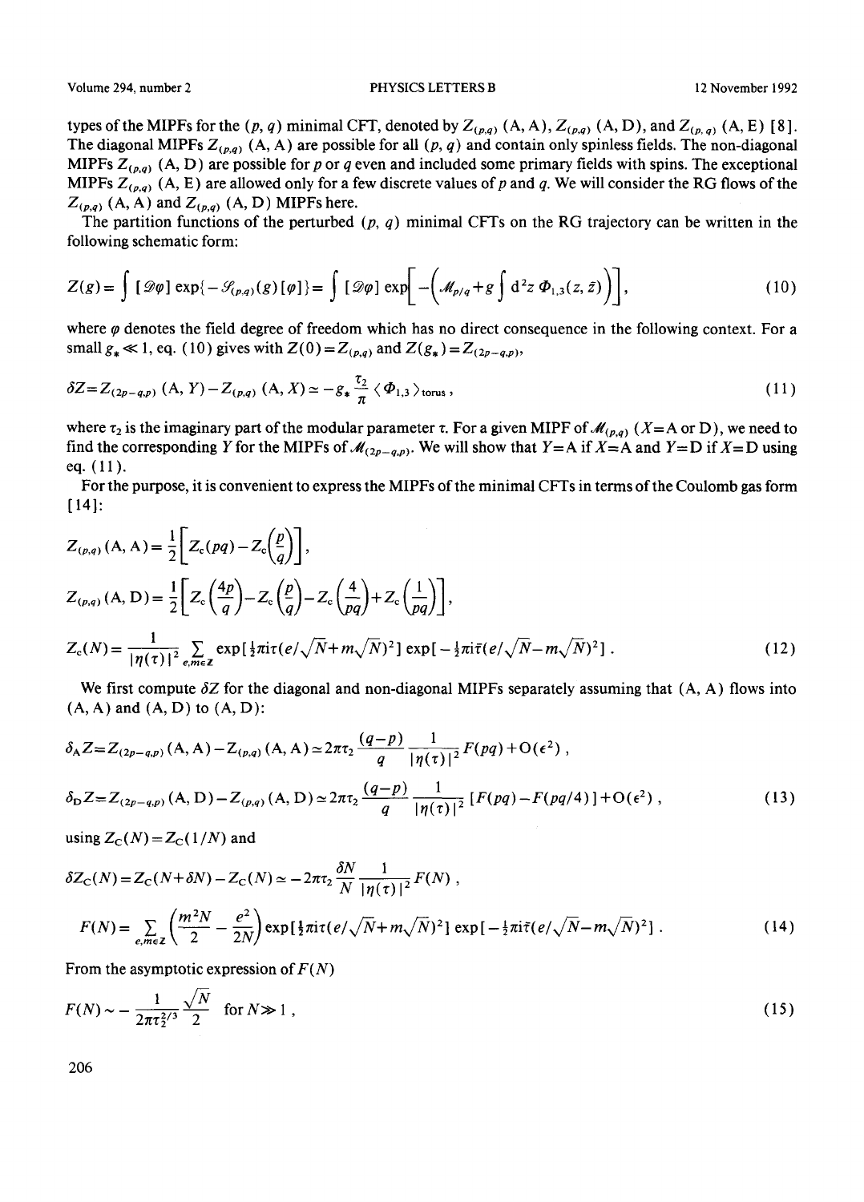types of the MIPFs for the $(p, q)$ minimal CFT, denoted by $Z_{(p,q)}$ (A, A), $Z_{(p,q)}$ (A, D), and $Z_{(p,q)}$ (A, E) [8]. The diagonal MIPFs $Z_{(p,q)}$ (A, A) are possible for all $(p, q)$ and contain only spinless fields. The non-diagonal MIPFs $Z_{(p,q)}$ (A, D) are possible for $p$ or $q$ even and included some primary fields with spins. The exceptional MIPFs $Z_{(p,q)}$ (A, E) are allowed only for a few discrete values of $p$ and $q$. We will consider the RG flows of the $Z_{(p,q)}$ (A, A) and $Z_{(p,q)}$ (A, D) MIPFs here.

The partition functions of the perturbed $(p, q)$ minimal CFTs on the RG trajectory can be written in the following schematic form:

$$Z(g)=\int [\mathscr{D}\varphi]\exp\{-\mathscr{S}_{(p,q)}(g)[\varphi]\}=\int [\mathscr{D}\varphi]\exp\left[-\left(\mathscr{M}_{p/q}+g\int \mathrm{d}^2 z\,\Phi_{1,3}(z,\bar{z})\right)\right], \tag{10}$$

where $\varphi$ denotes the field degree of freedom which has no direct consequence in the following context. For a small $g_* \ll 1$, eq. (10) gives with $Z(0)=Z_{(p,q)}$ and $Z(g_*)=Z_{(2p-q,p)}$,

$$\delta Z=Z_{(2p-q,p)}(\mathrm{A},Y)-Z_{(p,q)}(\mathrm{A},X)\simeq -g_*\frac{\tau_2}{\pi}\langle \Phi_{1,3}\rangle_{\mathrm{torus}}\,, \tag{11}$$

where $\tau_2$ is the imaginary part of the modular parameter $\tau$. For a given MIPF of $\mathscr{M}_{(p,q)}$ ($X$=A or D), we need to find the corresponding $Y$ for the MIPFs of $\mathscr{M}_{(2p-q,p)}$. We will show that $Y$=A if $X$=A and $Y$=D if $X$=D using eq. (11).

For the purpose, it is convenient to express the MIPFs of the minimal CFTs in terms of the Coulomb gas form [14]:

$$Z_{(p,q)}(\mathrm{A},\mathrm{A})=\frac{1}{2}\left[Z_{\mathrm{c}}(pq)-Z_{\mathrm{c}}\left(\frac{p}{q}\right)\right],$$

$$Z_{(p,q)}(\mathrm{A},\mathrm{D})=\frac{1}{2}\left[Z_{\mathrm{c}}\left(\frac{4p}{q}\right)-Z_{\mathrm{c}}\left(\frac{p}{q}\right)-Z_{\mathrm{c}}\left(\frac{4}{pq}\right)+Z_{\mathrm{c}}\left(\frac{1}{pq}\right)\right],$$

$$Z_{\mathrm{c}}(N)=\frac{1}{|\eta(\tau)|^2}\sum_{e,m\in\mathbb{Z}}\exp[\tfrac{1}{2}\pi i\tau(e/\sqrt{N}+m\sqrt{N})^2]\exp[-\tfrac{1}{2}\pi i\bar{\tau}(e/\sqrt{N}-m\sqrt{N})^2]\,. \tag{12}$$

We first compute $\delta Z$ for the diagonal and non-diagonal MIPFs separately assuming that (A, A) flows into (A, A) and (A, D) to (A, D):

$$\delta_{\mathrm{A}}Z=Z_{(2p-q,p)}(\mathrm{A},\mathrm{A})-Z_{(p,q)}(\mathrm{A},\mathrm{A})\simeq 2\pi\tau_2\frac{(q-p)}{q}\frac{1}{|\eta(\tau)|^2}F(pq)+\mathrm{O}(\epsilon^2)\,,$$

$$\delta_{\mathrm{D}}Z=Z_{(2p-q,p)}(\mathrm{A},\mathrm{D})-Z_{(p,q)}(\mathrm{A},\mathrm{D})\simeq 2\pi\tau_2\frac{(q-p)}{q}\frac{1}{|\eta(\tau)|^2}[F(pq)-F(pq/4)]+\mathrm{O}(\epsilon^2)\,, \tag{13}$$

using $Z_{\mathrm{C}}(N)=Z_{\mathrm{C}}(1/N)$ and

$$\delta Z_{\mathrm{C}}(N)=Z_{\mathrm{C}}(N+\delta N)-Z_{\mathrm{C}}(N)\simeq -2\pi\tau_2\frac{\delta N}{N}\frac{1}{|\eta(\tau)|^2}F(N)\,,$$

$$F(N)=\sum_{e,m\in\mathbb{Z}}\left(\frac{m^2N}{2}-\frac{e^2}{2N}\right)\exp[\tfrac{1}{2}\pi i\tau(e/\sqrt{N}+m\sqrt{N})^2]\exp[-\tfrac{1}{2}\pi i\bar{\tau}(e/\sqrt{N}-m\sqrt{N})^2]\,. \tag{14}$$

From the asymptotic expression of $F(N)$

$$F(N)\sim -\frac{1}{2\pi\tau_2^{3/2}}\frac{\sqrt{N}}{2}\quad \text{for } N\gg 1\,, \tag{15}$$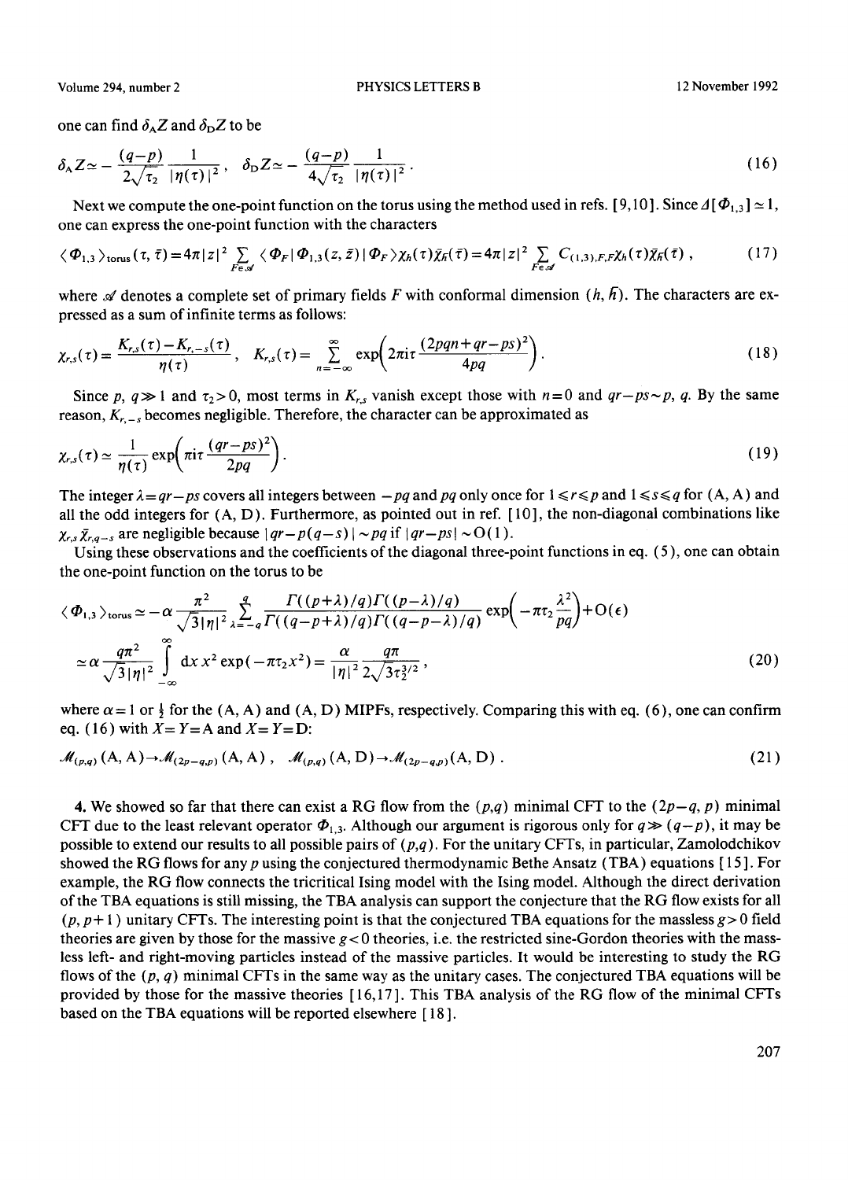one can find $\delta_{\mathrm{A}}Z$ and $\delta_{\mathrm{D}}Z$ to be

$$\delta_{\mathrm{A}}Z \simeq -\frac{(q-p)}{2\sqrt{\tau_2}}\frac{1}{|\eta(\tau)|^2}, \quad \delta_{\mathrm{D}}Z \simeq -\frac{(q-p)}{4\sqrt{\tau_2}}\frac{1}{|\eta(\tau)|^2}. \tag{16}$$

Next we compute the one-point function on the torus using the method used in refs. [9,10]. Since $\Delta[\Phi_{1,3}] \simeq 1$, one can express the one-point function with the characters

$$\langle \Phi_{1,3} \rangle_{\mathrm{torus}}(\tau, \bar{\tau}) = 4\pi |z|^2 \sum_{F \in \mathscr{A}} \langle \Phi_F | \Phi_{1,3}(z, \bar{z}) | \Phi_F \rangle \chi_h(\tau) \bar{\chi}_{\bar{h}}(\bar{\tau}) = 4\pi |z|^2 \sum_{F \in \mathscr{A}} C_{(1,3),F,F} \chi_h(\tau) \bar{\chi}_{\bar{h}}(\bar{\tau}), \tag{17}$$

where $\mathscr{A}$ denotes a complete set of primary fields $F$ with conformal dimension $(h, \bar{h})$. The characters are expressed as a sum of infinite terms as follows:

$$\chi_{r,s}(\tau) = \frac{K_{r,s}(\tau) - K_{r,-s}(\tau)}{\eta(\tau)}, \quad K_{r,s}(\tau) = \sum_{n=-\infty}^{\infty} \exp\left(2\pi i \tau \frac{(2pqn + qr - ps)^2}{4pq}\right). \tag{18}$$

Since $p$, $q \gg 1$ and $\tau_2 > 0$, most terms in $K_{r,s}$ vanish except those with $n=0$ and $qr - ps \sim p$, $q$. By the same reason, $K_{r,-s}$ becomes negligible. Therefore, the character can be approximated as

$$\chi_{r,s}(\tau) \simeq \frac{1}{\eta(\tau)} \exp\left(\pi i \tau \frac{(qr - ps)^2}{2pq}\right). \tag{19}$$

The integer $\lambda = qr - ps$ covers all integers between $-pq$ and $pq$ only once for $1 \leqslant r \leqslant p$ and $1 \leqslant s \leqslant q$ for (A, A) and all the odd integers for (A, D). Furthermore, as pointed out in ref. [10], the non-diagonal combinations like $\chi_{r,s}\bar{\chi}_{r,q-s}$ are negligible because $|qr - p(q-s)| \sim pq$ if $|qr - ps| \sim \mathrm{O}(1)$.

Using these observations and the coefficients of the diagonal three-point functions in eq. (5), one can obtain the one-point function on the torus to be

$$\langle \Phi_{1,3} \rangle_{\mathrm{torus}} \simeq -\alpha \frac{\pi^2}{\sqrt{3}|\eta|^2} \sum_{\lambda=-q}^{q} \frac{\Gamma((p+\lambda)/q)\Gamma((p-\lambda)/q)}{\Gamma((q-p+\lambda)/q)\Gamma((q-p-\lambda)/q)} \exp\left(-\pi\tau_2 \frac{\lambda^2}{pq}\right) + \mathrm{O}(\epsilon)$$

$$\simeq \alpha \frac{q\pi^2}{\sqrt{3}|\eta|^2} \int_{-\infty}^{\infty} \mathrm{d}x\, x^2 \exp(-\pi\tau_2 x^2) = \frac{\alpha}{|\eta|^2} \frac{q\pi}{2\sqrt{3}\tau_2^{3/2}}, \tag{20}$$

where $\alpha = 1$ or $\frac{1}{2}$ for the (A, A) and (A, D) MIPFs, respectively. Comparing this with eq. (6), one can confirm eq. (16) with $X = Y = \mathrm{A}$ and $X = Y = \mathrm{D}$:

$$\mathscr{M}_{(p,q)}(\mathrm{A}, \mathrm{A}) \to \mathscr{M}_{(2p-q,p)}(\mathrm{A}, \mathrm{A}), \quad \mathscr{M}_{(p,q)}(\mathrm{A}, \mathrm{D}) \to \mathscr{M}_{(2p-q,p)}(\mathrm{A}, \mathrm{D}). \tag{21}$$

**4.** We showed so far that there can exist a RG flow from the $(p,q)$ minimal CFT to the $(2p-q, p)$ minimal CFT due to the least relevant operator $\Phi_{1,3}$. Although our argument is rigorous only for $q \gg (q-p)$, it may be possible to extend our results to all possible pairs of $(p,q)$. For the unitary CFTs, in particular, Zamolodchikov showed the RG flows for any $p$ using the conjectured thermodynamic Bethe Ansatz (TBA) equations [15]. For example, the RG flow connects the tricritical Ising model with the Ising model. Although the direct derivation of the TBA equations is still missing, the TBA analysis can support the conjecture that the RG flow exists for all $(p, p+1)$ unitary CFTs. The interesting point is that the conjectured TBA equations for the massless $g > 0$ field theories are given by those for the massive $g < 0$ theories, i.e. the restricted sine-Gordon theories with the massless left- and right-moving particles instead of the massive particles. It would be interesting to study the RG flows of the $(p, q)$ minimal CFTs in the same way as the unitary cases. The conjectured TBA equations will be provided by those for the massive theories [16,17]. This TBA analysis of the RG flow of the minimal CFTs based on the TBA equations will be reported elsewhere [18].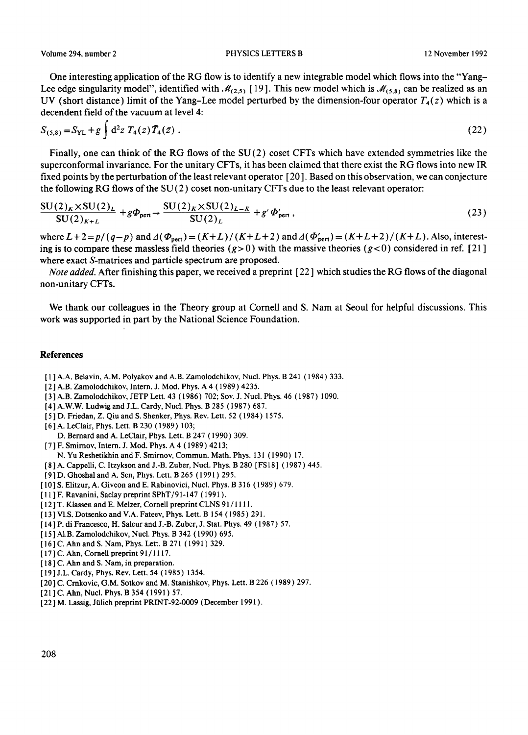One interesting application of the RG flow is to identify a new integrable model which flows into the "Yang–Lee edge singularity model", identified with $\mathcal{M}_{(2,5)}$ [19]. This new model which is $\mathcal{M}_{(5,8)}$ can be realized as an UV (short distance) limit of the Yang–Lee model perturbed by the dimension-four operator $T_4(z)$ which is a decendent field of the vacuum at level 4:

$$S_{(5,8)} = S_{\mathrm{YL}} + g \int \mathrm{d}^2 z \, T_4(z) \bar{T}_4(\bar{z}) \,. \tag{22}$$

Finally, one can think of the RG flows of the SU(2) coset CFTs which have extended symmetries like the superconformal invariance. For the unitary CFTs, it has been claimed that there exist the RG flows into new IR fixed points by the perturbation of the least relevant operator [20]. Based on this observation, we can conjecture the following RG flows of the SU(2) coset non-unitary CFTs due to the least relevant operator:

$$\frac{\mathrm{SU}(2)_K \times \mathrm{SU}(2)_L}{\mathrm{SU}(2)_{K+L}} + g\Phi_{\mathrm{pert}} \rightarrow \frac{\mathrm{SU}(2)_K \times \mathrm{SU}(2)_{L-K}}{\mathrm{SU}(2)_L} + g' \Phi'_{\mathrm{pert}} \,, \tag{23}$$

where $L+2 = p/(q-p)$ and $\Delta(\Phi_{\mathrm{pert}}) = (K+L)/(K+L+2)$ and $\Delta(\Phi'_{\mathrm{pert}}) = (K+L+2)/(K+L)$. Also, interesting is to compare these massless field theories ($g>0$) with the massive theories ($g<0$) considered in ref. [21] where exact $S$-matrices and particle spectrum are proposed.

*Note added.* After finishing this paper, we received a preprint [22] which studies the RG flows of the diagonal non-unitary CFTs.

We thank our colleagues in the Theory group at Cornell and S. Nam at Seoul for helpful discussions. This work was supported in part by the National Science Foundation.

## References

[1] A.A. Belavin, A.M. Polyakov and A.B. Zamolodchikov, Nucl. Phys. B 241 (1984) 333.
[2] A.B. Zamolodchikov, Intern. J. Mod. Phys. A 4 (1989) 4235.
[3] A.B. Zamolodchikov, JETP Lett. 43 (1986) 702; Sov. J. Nucl. Phys. 46 (1987) 1090.
[4] A.W.W. Ludwig and J.L. Cardy, Nucl. Phys. B 285 (1987) 687.
[5] D. Friedan, Z. Qiu and S. Shenker, Phys. Rev. Lett. 52 (1984) 1575.
[6] A. LeClair, Phys. Lett. B 230 (1989) 103;
D. Bernard and A. LeClair, Phys. Lett. B 247 (1990) 309.
[7] F. Smirnov, Intern. J. Mod. Phys. A 4 (1989) 4213;
N. Yu Reshetikhin and F. Smirnov, Commun. Math. Phys. 131 (1990) 17.
[8] A. Cappelli, C. Itzykson and J.-B. Zuber, Nucl. Phys. B 280 [FS18] (1987) 445.
[9] D. Ghoshal and A. Sen, Phys. Lett. B 265 (1991) 295.
[10] S. Elitzur, A. Giveon and E. Rabinovici, Nucl. Phys. B 316 (1989) 679.
[11] F. Ravanini, Saclay preprint SPhT/91-147 (1991).
[12] T. Klassen and E. Melzer, Cornell preprint CLNS 91/1111.
[13] Vl.S. Dotsenko and V.A. Fateev, Phys. Lett. B 154 (1985) 291.
[14] P. di Francesco, H. Saleur and J.-B. Zuber, J. Stat. Phys. 49 (1987) 57.
[15] Al.B. Zamolodchikov, Nucl. Phys. B 342 (1990) 695.
[16] C. Ahn and S. Nam, Phys. Lett. B 271 (1991) 329.
[17] C. Ahn, Cornell preprint 91/1117.
[18] C. Ahn and S. Nam, in preparation.
[19] J.L. Cardy, Phys. Rev. Lett. 54 (1985) 1354.
[20] C. Crnkovic, G.M. Sotkov and M. Stanishkov, Phys. Lett. B 226 (1989) 297.
[21] C. Ahn, Nucl. Phys. B 354 (1991) 57.
[22] M. Lassig, Jülich preprint PRINT-92-0009 (December 1991).